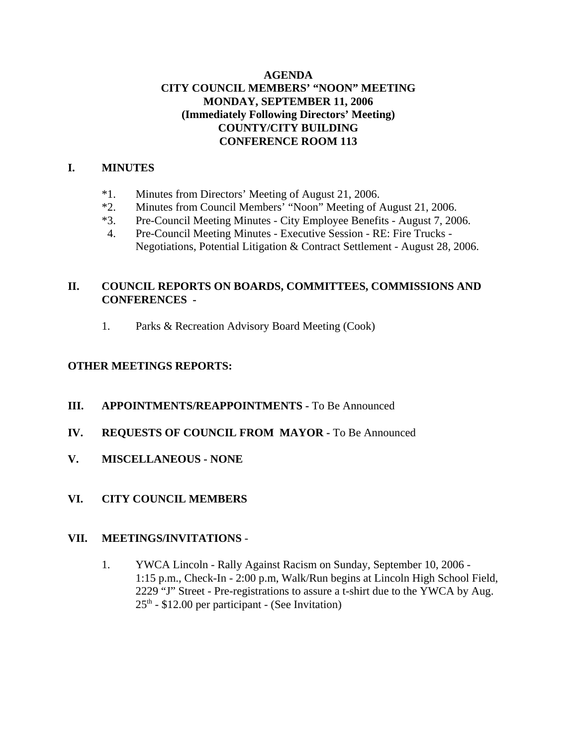# AGENDA
# CITY COUNCIL MEMBERS' "NOON" MEETING
# MONDAY, SEPTEMBER 11, 2006
# (Immediately Following Directors' Meeting)
# COUNTY/CITY BUILDING
# CONFERENCE ROOM 113

## I. MINUTES

*1. Minutes from Directors' Meeting of August 21, 2006.
*2. Minutes from Council Members' "Noon" Meeting of August 21, 2006.
*3. Pre-Council Meeting Minutes - City Employee Benefits - August 7, 2006.
4. Pre-Council Meeting Minutes - Executive Session - RE: Fire Trucks - Negotiations, Potential Litigation & Contract Settlement - August 28, 2006.

## II. COUNCIL REPORTS ON BOARDS, COMMITTEES, COMMISSIONS AND CONFERENCES -

1. Parks & Recreation Advisory Board Meeting (Cook)

## OTHER MEETINGS REPORTS:

## III. APPOINTMENTS/REAPPOINTMENTS - To Be Announced

## IV. REQUESTS OF COUNCIL FROM MAYOR - To Be Announced

## V. MISCELLANEOUS - NONE

## VI. CITY COUNCIL MEMBERS

## VII. MEETINGS/INVITATIONS -

1. YWCA Lincoln - Rally Against Racism on Sunday, September 10, 2006 - 1:15 p.m., Check-In - 2:00 p.m, Walk/Run begins at Lincoln High School Field, 2229 "J" Street - Pre-registrations to assure a t-shirt due to the YWCA by Aug. 25th - $12.00 per participant - (See Invitation)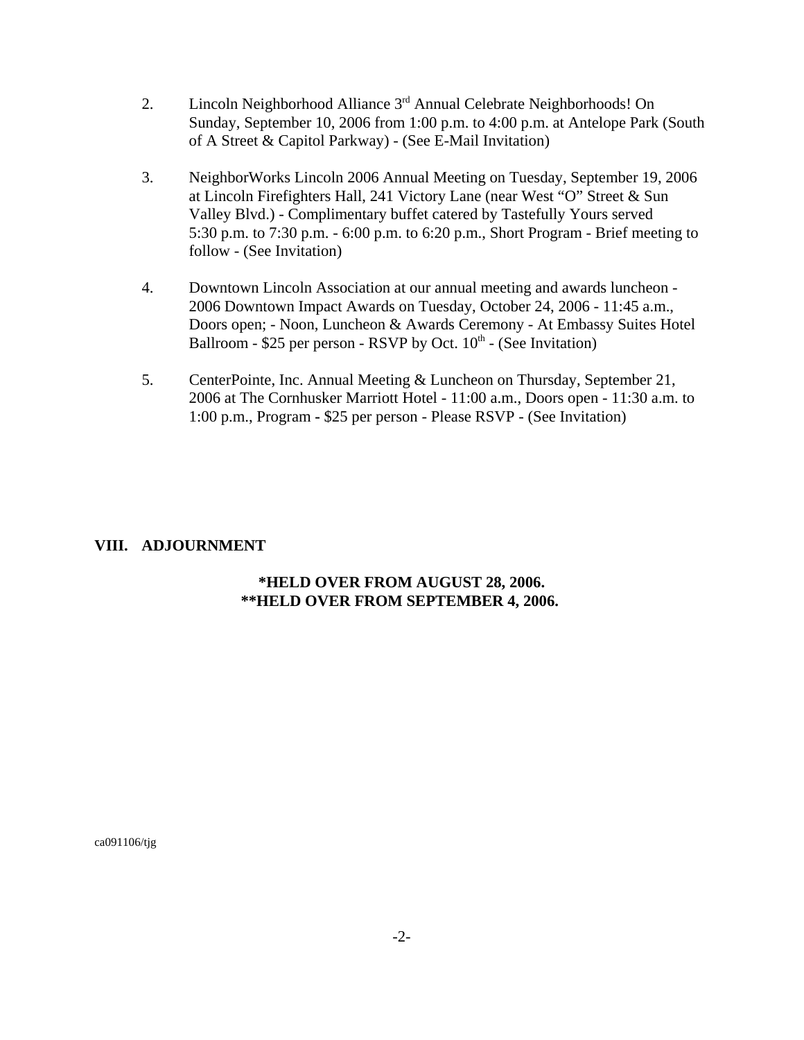2. Lincoln Neighborhood Alliance 3rd Annual Celebrate Neighborhoods! On Sunday, September 10, 2006 from 1:00 p.m. to 4:00 p.m. at Antelope Park (South of A Street & Capitol Parkway) - (See E-Mail Invitation)

3. NeighborWorks Lincoln 2006 Annual Meeting on Tuesday, September 19, 2006 at Lincoln Firefighters Hall, 241 Victory Lane (near West "O" Street & Sun Valley Blvd.) - Complimentary buffet catered by Tastefully Yours served 5:30 p.m. to 7:30 p.m. - 6:00 p.m. to 6:20 p.m., Short Program - Brief meeting to follow - (See Invitation)

4. Downtown Lincoln Association at our annual meeting and awards luncheon - 2006 Downtown Impact Awards on Tuesday, October 24, 2006 - 11:45 a.m., Doors open; - Noon, Luncheon & Awards Ceremony - At Embassy Suites Hotel Ballroom - $25 per person - RSVP by Oct. 10th - (See Invitation)

5. CenterPointe, Inc. Annual Meeting & Luncheon on Thursday, September 21, 2006 at The Cornhusker Marriott Hotel - 11:00 a.m., Doors open - 11:30 a.m. to 1:00 p.m., Program - $25 per person - Please RSVP - (See Invitation)

**VIII. ADJOURNMENT**

**\*HELD OVER FROM AUGUST 28, 2006.**
**\*\*HELD OVER FROM SEPTEMBER 4, 2006.**

ca091106/tjg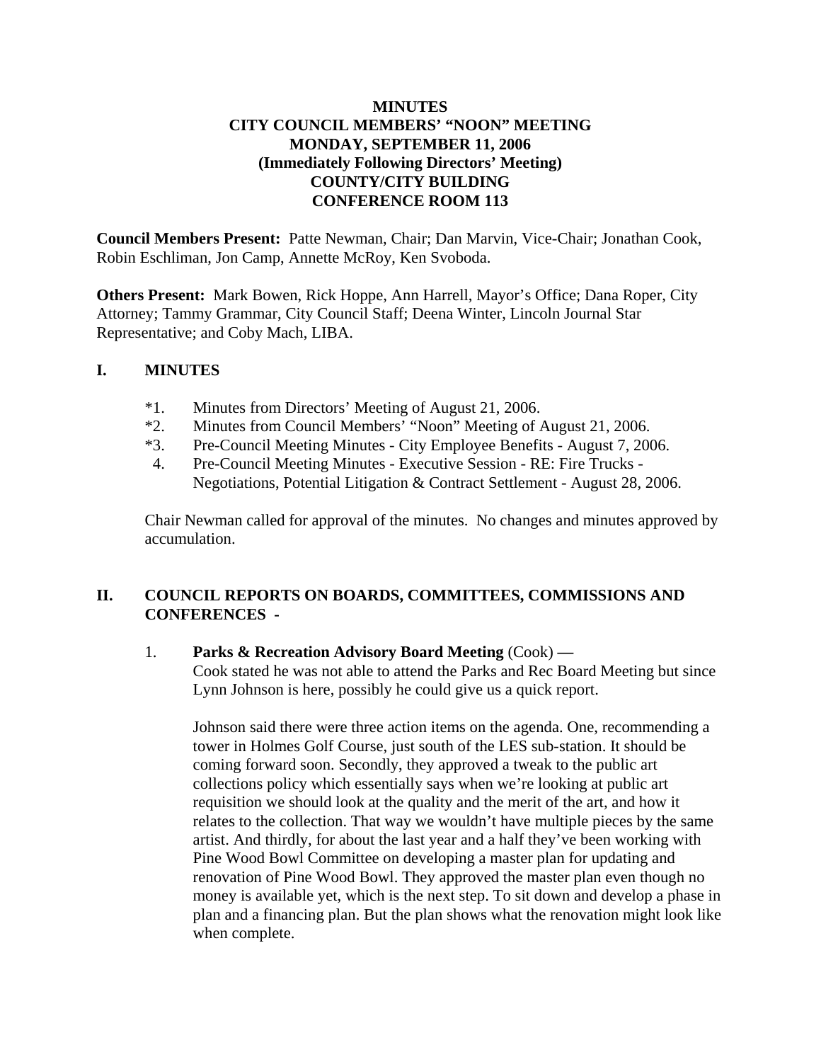**MINUTES**
**CITY COUNCIL MEMBERS' "NOON" MEETING**
**MONDAY, SEPTEMBER 11, 2006**
**(Immediately Following Directors' Meeting)**
**COUNTY/CITY BUILDING**
**CONFERENCE ROOM 113**

**Council Members Present:** Patte Newman, Chair; Dan Marvin, Vice-Chair; Jonathan Cook, Robin Eschliman, Jon Camp, Annette McRoy, Ken Svoboda.

**Others Present:** Mark Bowen, Rick Hoppe, Ann Harrell, Mayor's Office; Dana Roper, City Attorney; Tammy Grammar, City Council Staff; Deena Winter, Lincoln Journal Star Representative; and Coby Mach, LIBA.

## I. MINUTES

*1. Minutes from Directors' Meeting of August 21, 2006.
*2. Minutes from Council Members' "Noon" Meeting of August 21, 2006.
*3. Pre-Council Meeting Minutes - City Employee Benefits - August 7, 2006.
4. Pre-Council Meeting Minutes - Executive Session - RE: Fire Trucks - Negotiations, Potential Litigation & Contract Settlement - August 28, 2006.

Chair Newman called for approval of the minutes. No changes and minutes approved by accumulation.

## II. COUNCIL REPORTS ON BOARDS, COMMITTEES, COMMISSIONS AND CONFERENCES -

1. **Parks & Recreation Advisory Board Meeting** (Cook) —
Cook stated he was not able to attend the Parks and Rec Board Meeting but since Lynn Johnson is here, possibly he could give us a quick report.

   Johnson said there were three action items on the agenda. One, recommending a tower in Holmes Golf Course, just south of the LES sub-station. It should be coming forward soon. Secondly, they approved a tweak to the public art collections policy which essentially says when we're looking at public art requisition we should look at the quality and the merit of the art, and how it relates to the collection. That way we wouldn't have multiple pieces by the same artist. And thirdly, for about the last year and a half they've been working with Pine Wood Bowl Committee on developing a master plan for updating and renovation of Pine Wood Bowl. They approved the master plan even though no money is available yet, which is the next step. To sit down and develop a phase in plan and a financing plan. But the plan shows what the renovation might look like when complete.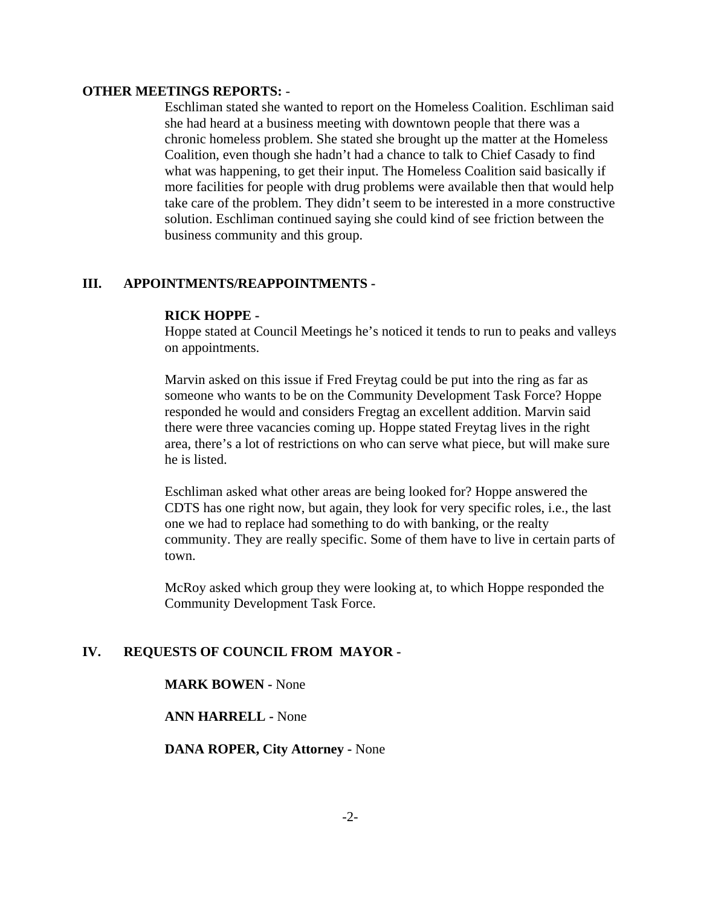**OTHER MEETINGS REPORTS:** -

Eschliman stated she wanted to report on the Homeless Coalition. Eschliman said she had heard at a business meeting with downtown people that there was a chronic homeless problem. She stated she brought up the matter at the Homeless Coalition, even though she hadn't had a chance to talk to Chief Casady to find what was happening, to get their input. The Homeless Coalition said basically if more facilities for people with drug problems were available then that would help take care of the problem. They didn't seem to be interested in a more constructive solution. Eschliman continued saying she could kind of see friction between the business community and this group.

## III. APPOINTMENTS/REAPPOINTMENTS -

**RICK HOPPE -**

Hoppe stated at Council Meetings he's noticed it tends to run to peaks and valleys on appointments.

Marvin asked on this issue if Fred Freytag could be put into the ring as far as someone who wants to be on the Community Development Task Force? Hoppe responded he would and considers Fregtag an excellent addition. Marvin said there were three vacancies coming up. Hoppe stated Freytag lives in the right area, there's a lot of restrictions on who can serve what piece, but will make sure he is listed.

Eschliman asked what other areas are being looked for? Hoppe answered the CDTS has one right now, but again, they look for very specific roles, i.e., the last one we had to replace had something to do with banking, or the realty community. They are really specific. Some of them have to live in certain parts of town.

McRoy asked which group they were looking at, to which Hoppe responded the Community Development Task Force.

## IV. REQUESTS OF COUNCIL FROM MAYOR -

**MARK BOWEN -** None

**ANN HARRELL -** None

**DANA ROPER, City Attorney -** None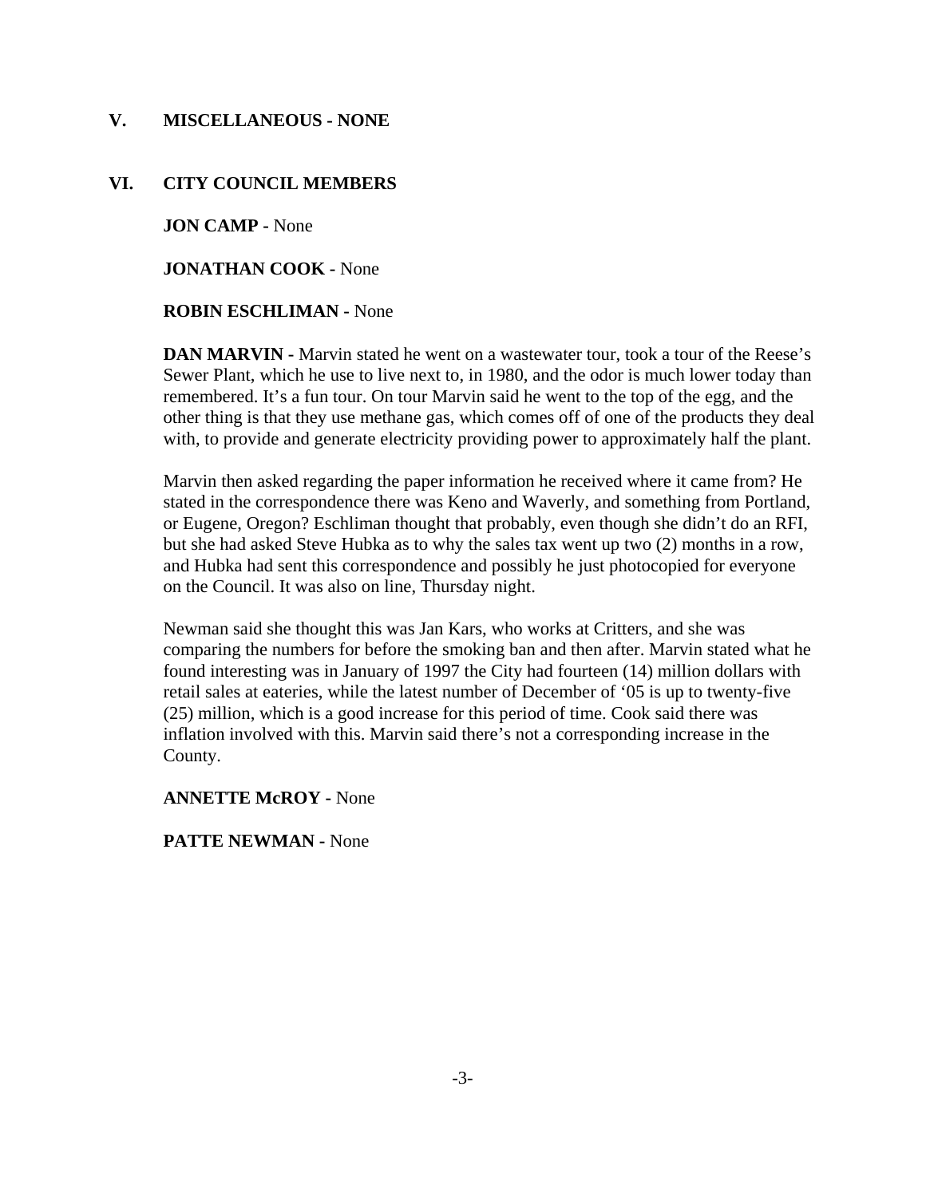## V. MISCELLANEOUS - NONE

## VI. CITY COUNCIL MEMBERS

**JON CAMP -** None

**JONATHAN COOK -** None

**ROBIN ESCHLIMAN -** None

**DAN MARVIN -** Marvin stated he went on a wastewater tour, took a tour of the Reese's Sewer Plant, which he use to live next to, in 1980, and the odor is much lower today than remembered. It's a fun tour. On tour Marvin said he went to the top of the egg, and the other thing is that they use methane gas, which comes off of one of the products they deal with, to provide and generate electricity providing power to approximately half the plant.

Marvin then asked regarding the paper information he received where it came from? He stated in the correspondence there was Keno and Waverly, and something from Portland, or Eugene, Oregon? Eschliman thought that probably, even though she didn't do an RFI, but she had asked Steve Hubka as to why the sales tax went up two (2) months in a row, and Hubka had sent this correspondence and possibly he just photocopied for everyone on the Council. It was also on line, Thursday night.

Newman said she thought this was Jan Kars, who works at Critters, and she was comparing the numbers for before the smoking ban and then after. Marvin stated what he found interesting was in January of 1997 the City had fourteen (14) million dollars with retail sales at eateries, while the latest number of December of '05 is up to twenty-five (25) million, which is a good increase for this period of time. Cook said there was inflation involved with this. Marvin said there's not a corresponding increase in the County.

**ANNETTE McROY -** None

**PATTE NEWMAN -** None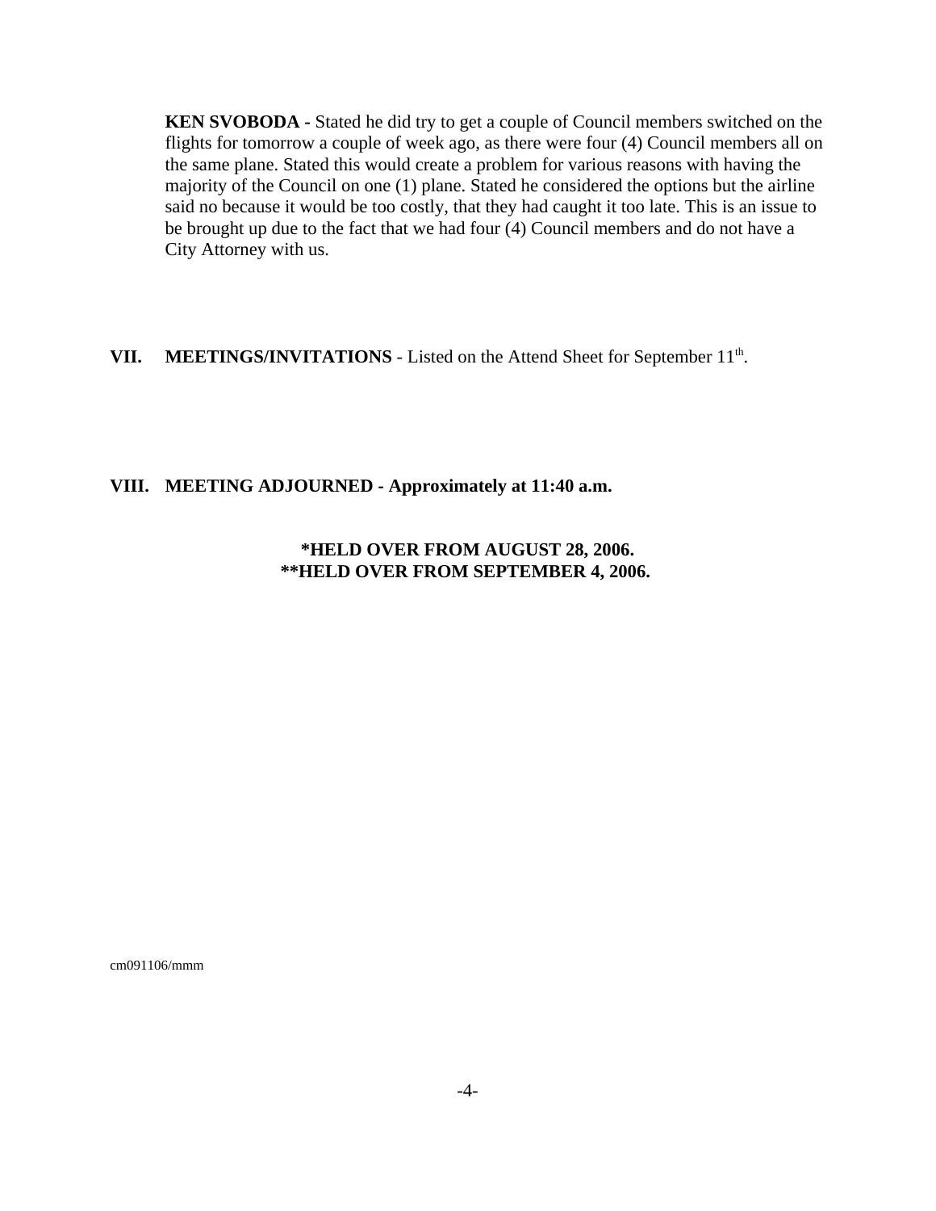**KEN SVOBODA -** Stated he did try to get a couple of Council members switched on the flights for tomorrow a couple of week ago, as there were four (4) Council members all on the same plane. Stated this would create a problem for various reasons with having the majority of the Council on one (1) plane. Stated he considered the options but the airline said no because it would be too costly, that they had caught it too late. This is an issue to be brought up due to the fact that we had four (4) Council members and do not have a City Attorney with us.

**VII. MEETINGS/INVITATIONS** - Listed on the Attend Sheet for September 11th.

**VIII. MEETING ADJOURNED - Approximately at 11:40 a.m.**

**\*HELD OVER FROM AUGUST 28, 2006.**
**\*\*HELD OVER FROM SEPTEMBER 4, 2006.**

cm091106/mmm